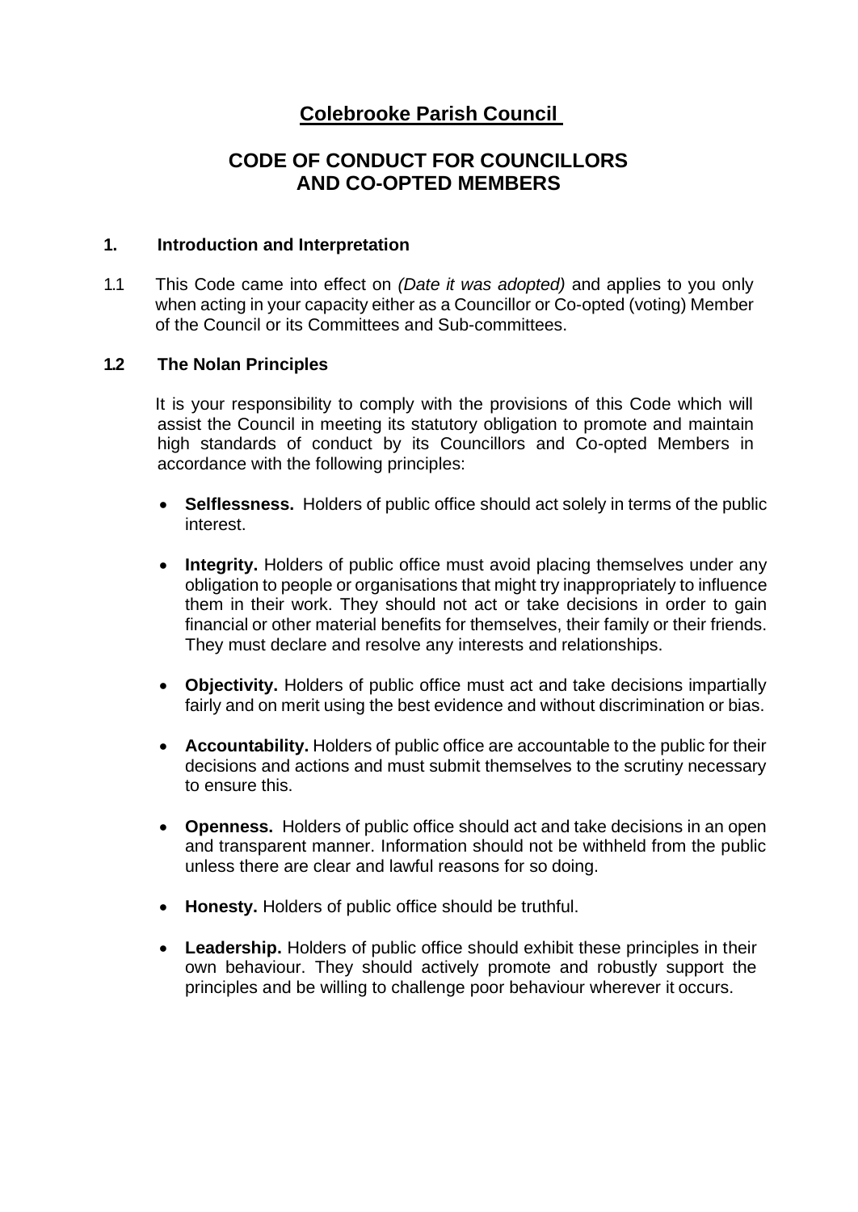# Colebrooke Parish Council

## CODE OF CONDUCT FOR COUNCILLORS AND CO-OPTED MEMBERS

### 1. Introduction and Interpretation

1.1 This Code came into effect on *(Date it was adopted)* and applies to you only when acting in your capacity either as a Councillor or Co-opted (voting) Member of the Council or its Committees and Sub-committees.

### 1.2 The Nolan Principles

It is your responsibility to comply with the provisions of this Code which will assist the Council in meeting its statutory obligation to promote and maintain high standards of conduct by its Councillors and Co-opted Members in accordance with the following principles:

- **Selflessness.** Holders of public office should act solely in terms of the public interest.
- **Integrity.** Holders of public office must avoid placing themselves under any obligation to people or organisations that might try inappropriately to influence them in their work. They should not act or take decisions in order to gain financial or other material benefits for themselves, their family or their friends. They must declare and resolve any interests and relationships.
- **Objectivity.** Holders of public office must act and take decisions impartially fairly and on merit using the best evidence and without discrimination or bias.
- **Accountability.** Holders of public office are accountable to the public for their decisions and actions and must submit themselves to the scrutiny necessary to ensure this.
- **Openness.** Holders of public office should act and take decisions in an open and transparent manner. Information should not be withheld from the public unless there are clear and lawful reasons for so doing.
- **Honesty.** Holders of public office should be truthful.
- **Leadership.** Holders of public office should exhibit these principles in their own behaviour. They should actively promote and robustly support the principles and be willing to challenge poor behaviour wherever it occurs.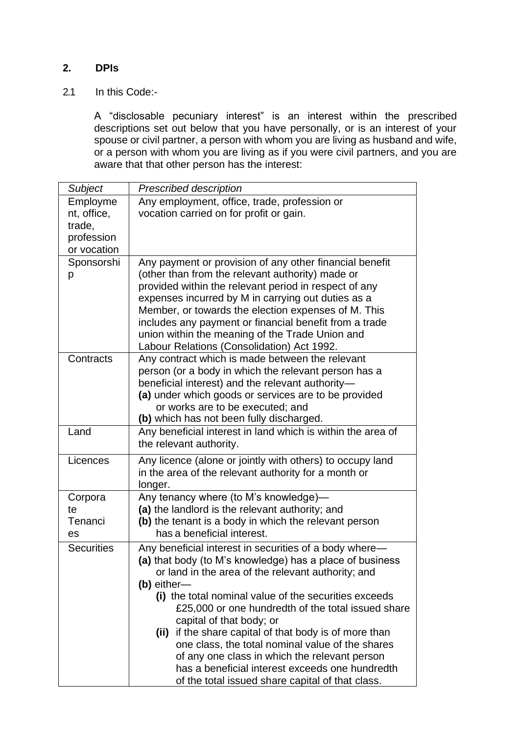## 2. DPIs

2.1 In this Code:-

A "disclosable pecuniary interest" is an interest within the prescribed descriptions set out below that you have personally, or is an interest of your spouse or civil partner, a person with whom you are living as husband and wife, or a person with whom you are living as if you were civil partners, and you are aware that that other person has the interest:

| *Subject* | *Prescribed description* |
| --- | --- |
| Employment, office, trade, profession or vocation | Any employment, office, trade, profession or vocation carried on for profit or gain. |
| Sponsorship | Any payment or provision of any other financial benefit (other than from the relevant authority) made or provided within the relevant period in respect of any expenses incurred by M in carrying out duties as a Member, or towards the election expenses of M. This includes any payment or financial benefit from a trade union within the meaning of the Trade Union and Labour Relations (Consolidation) Act 1992. |
| Contracts | Any contract which is made between the relevant person (or a body in which the relevant person has a beneficial interest) and the relevant authority— **(a)** under which goods or services are to be provided or works are to be executed; and **(b)** which has not been fully discharged. |
| Land | Any beneficial interest in land which is within the area of the relevant authority. |
| Licences | Any licence (alone or jointly with others) to occupy land in the area of the relevant authority for a month or longer. |
| Corporate Tenancies | Any tenancy where (to M's knowledge)— **(a)** the landlord is the relevant authority; and **(b)** the tenant is a body in which the relevant person has a beneficial interest. |
| Securities | Any beneficial interest in securities of a body where— **(a)** that body (to M's knowledge) has a place of business or land in the area of the relevant authority; and **(b)** either— **(i)** the total nominal value of the securities exceeds £25,000 or one hundredth of the total issued share capital of that body; or **(ii)** if the share capital of that body is of more than one class, the total nominal value of the shares of any one class in which the relevant person has a beneficial interest exceeds one hundredth of the total issued share capital of that class. |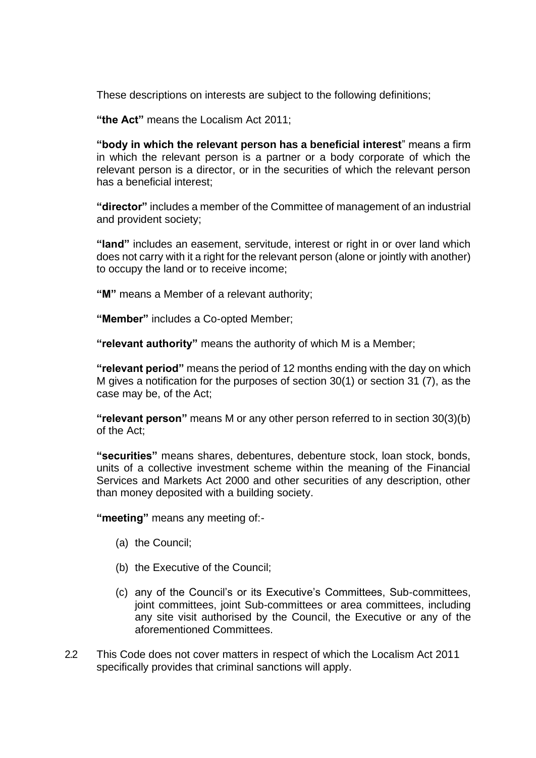These descriptions on interests are subject to the following definitions;

**"the Act"** means the Localism Act 2011;

**"body in which the relevant person has a beneficial interest**" means a firm in which the relevant person is a partner or a body corporate of which the relevant person is a director, or in the securities of which the relevant person has a beneficial interest;

**"director"** includes a member of the Committee of management of an industrial and provident society;

**"land"** includes an easement, servitude, interest or right in or over land which does not carry with it a right for the relevant person (alone or jointly with another) to occupy the land or to receive income;

**"M"** means a Member of a relevant authority;

**"Member"** includes a Co-opted Member;

**"relevant authority"** means the authority of which M is a Member;

**"relevant period"** means the period of 12 months ending with the day on which M gives a notification for the purposes of section 30(1) or section 31 (7), as the case may be, of the Act;

**"relevant person"** means M or any other person referred to in section 30(3)(b) of the Act;

**"securities"** means shares, debentures, debenture stock, loan stock, bonds, units of a collective investment scheme within the meaning of the Financial Services and Markets Act 2000 and other securities of any description, other than money deposited with a building society.

**"meeting"** means any meeting of:-

(a) the Council;

(b) the Executive of the Council;

(c) any of the Council's or its Executive's Committees, Sub-committees, joint committees, joint Sub-committees or area committees, including any site visit authorised by the Council, the Executive or any of the aforementioned Committees.

2.2 This Code does not cover matters in respect of which the Localism Act 2011 specifically provides that criminal sanctions will apply.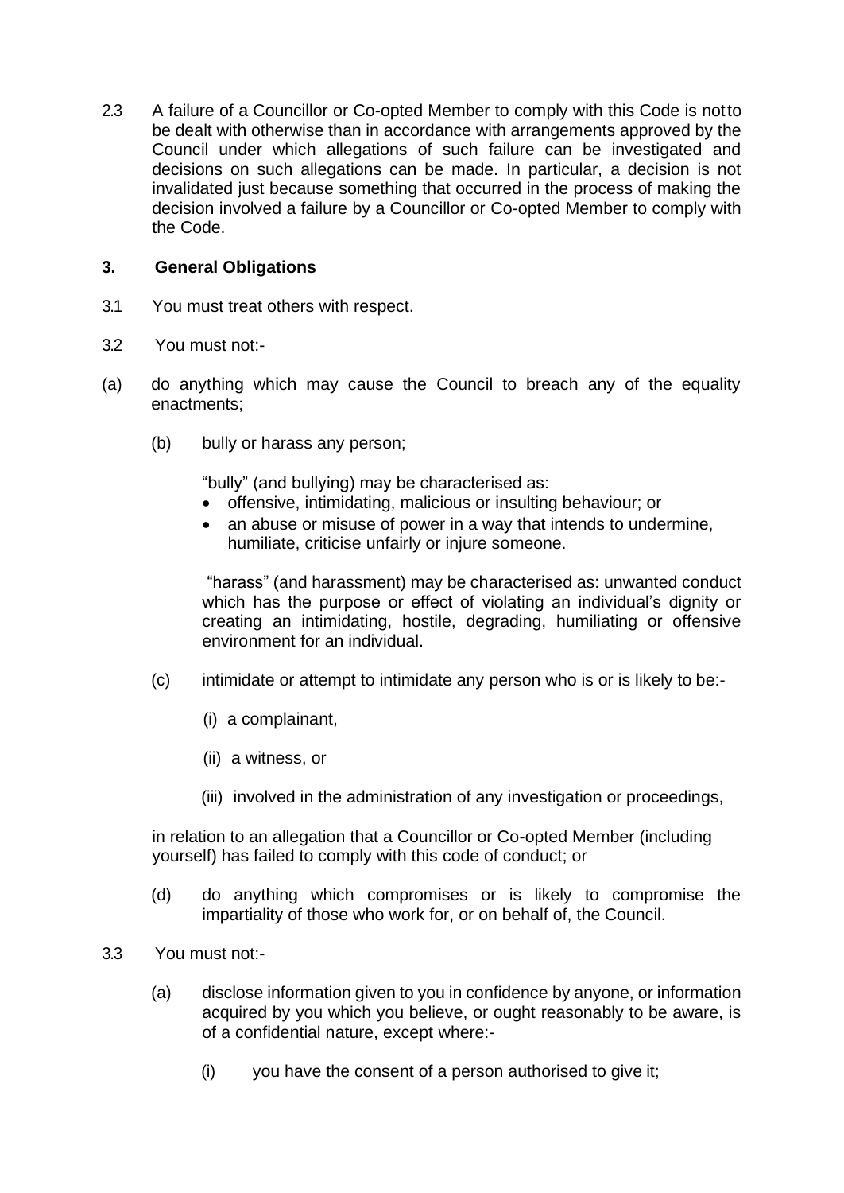2.3 A failure of a Councillor or Co-opted Member to comply with this Code is not to be dealt with otherwise than in accordance with arrangements approved by the Council under which allegations of such failure can be investigated and decisions on such allegations can be made. In particular, a decision is not invalidated just because something that occurred in the process of making the decision involved a failure by a Councillor or Co-opted Member to comply with the Code.

## 3. General Obligations

3.1 You must treat others with respect.

3.2 You must not:-

(a) do anything which may cause the Council to breach any of the equality enactments;

(b) bully or harass any person;

"bully" (and bullying) may be characterised as:

- offensive, intimidating, malicious or insulting behaviour; or
- an abuse or misuse of power in a way that intends to undermine, humiliate, criticise unfairly or injure someone.

"harass" (and harassment) may be characterised as: unwanted conduct which has the purpose or effect of violating an individual's dignity or creating an intimidating, hostile, degrading, humiliating or offensive environment for an individual.

(c) intimidate or attempt to intimidate any person who is or is likely to be:-

(i) a complainant,

(ii) a witness, or

(iii) involved in the administration of any investigation or proceedings,

in relation to an allegation that a Councillor or Co-opted Member (including yourself) has failed to comply with this code of conduct; or

(d) do anything which compromises or is likely to compromise the impartiality of those who work for, or on behalf of, the Council.

3.3 You must not:-

(a) disclose information given to you in confidence by anyone, or information acquired by you which you believe, or ought reasonably to be aware, is of a confidential nature, except where:-

(i) you have the consent of a person authorised to give it;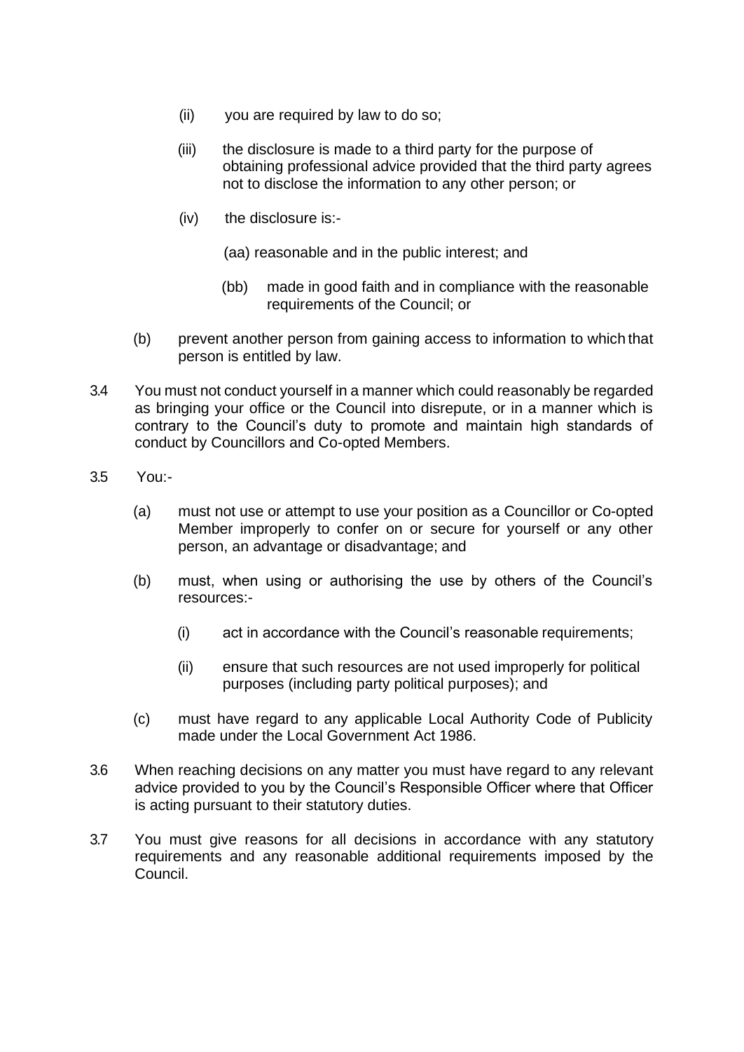(ii) you are required by law to do so;

(iii) the disclosure is made to a third party for the purpose of obtaining professional advice provided that the third party agrees not to disclose the information to any other person; or

(iv) the disclosure is:-

(aa) reasonable and in the public interest; and

(bb) made in good faith and in compliance with the reasonable requirements of the Council; or

(b) prevent another person from gaining access to information to which that person is entitled by law.

3.4 You must not conduct yourself in a manner which could reasonably be regarded as bringing your office or the Council into disrepute, or in a manner which is contrary to the Council's duty to promote and maintain high standards of conduct by Councillors and Co-opted Members.

3.5 You:-

(a) must not use or attempt to use your position as a Councillor or Co-opted Member improperly to confer on or secure for yourself or any other person, an advantage or disadvantage; and

(b) must, when using or authorising the use by others of the Council's resources:-

(i) act in accordance with the Council's reasonable requirements;

(ii) ensure that such resources are not used improperly for political purposes (including party political purposes); and

(c) must have regard to any applicable Local Authority Code of Publicity made under the Local Government Act 1986.

3.6 When reaching decisions on any matter you must have regard to any relevant advice provided to you by the Council's Responsible Officer where that Officer is acting pursuant to their statutory duties.

3.7 You must give reasons for all decisions in accordance with any statutory requirements and any reasonable additional requirements imposed by the Council.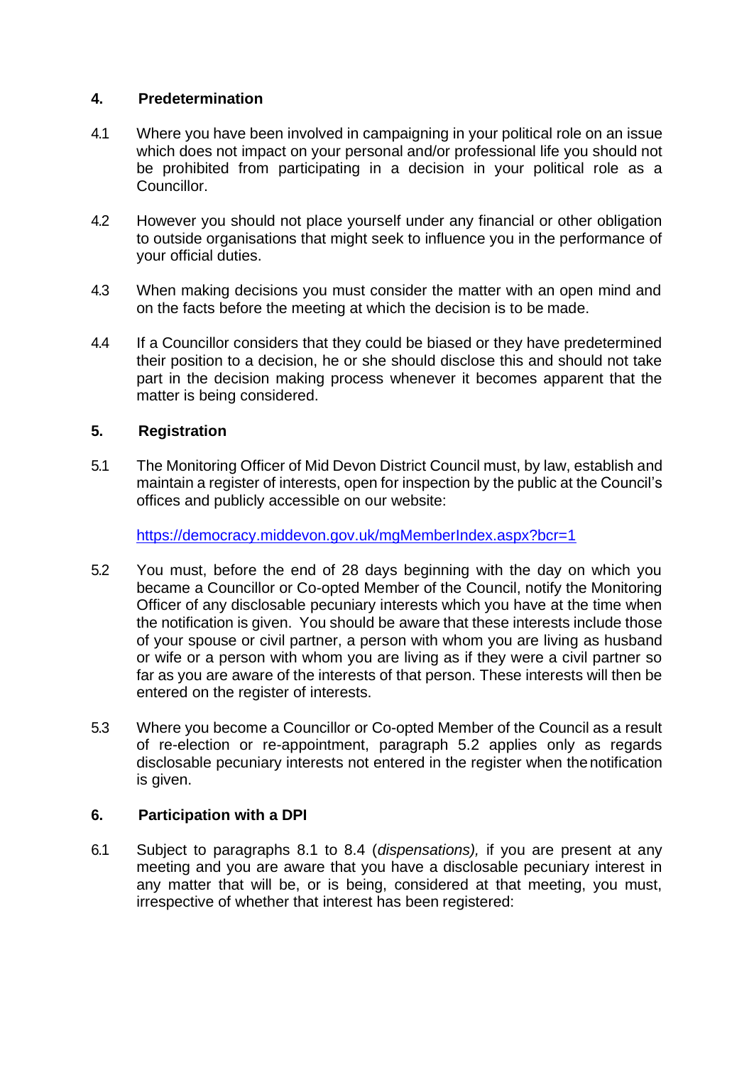## 4. Predetermination

4.1 Where you have been involved in campaigning in your political role on an issue which does not impact on your personal and/or professional life you should not be prohibited from participating in a decision in your political role as a Councillor.

4.2 However you should not place yourself under any financial or other obligation to outside organisations that might seek to influence you in the performance of your official duties.

4.3 When making decisions you must consider the matter with an open mind and on the facts before the meeting at which the decision is to be made.

4.4 If a Councillor considers that they could be biased or they have predetermined their position to a decision, he or she should disclose this and should not take part in the decision making process whenever it becomes apparent that the matter is being considered.

## 5. Registration

5.1 The Monitoring Officer of Mid Devon District Council must, by law, establish and maintain a register of interests, open for inspection by the public at the Council's offices and publicly accessible on our website:

[https://democracy.middevon.gov.uk/mgMemberIndex.aspx?bcr=1](https://democracy.middevon.gov.uk/mgMemberIndex.aspx?bcr=1)

5.2 You must, before the end of 28 days beginning with the day on which you became a Councillor or Co-opted Member of the Council, notify the Monitoring Officer of any disclosable pecuniary interests which you have at the time when the notification is given. You should be aware that these interests include those of your spouse or civil partner, a person with whom you are living as husband or wife or a person with whom you are living as if they were a civil partner so far as you are aware of the interests of that person. These interests will then be entered on the register of interests.

5.3 Where you become a Councillor or Co-opted Member of the Council as a result of re-election or re-appointment, paragraph 5.2 applies only as regards disclosable pecuniary interests not entered in the register when the notification is given.

## 6. Participation with a DPI

6.1 Subject to paragraphs 8.1 to 8.4 (*dispensations),* if you are present at any meeting and you are aware that you have a disclosable pecuniary interest in any matter that will be, or is being, considered at that meeting, you must, irrespective of whether that interest has been registered: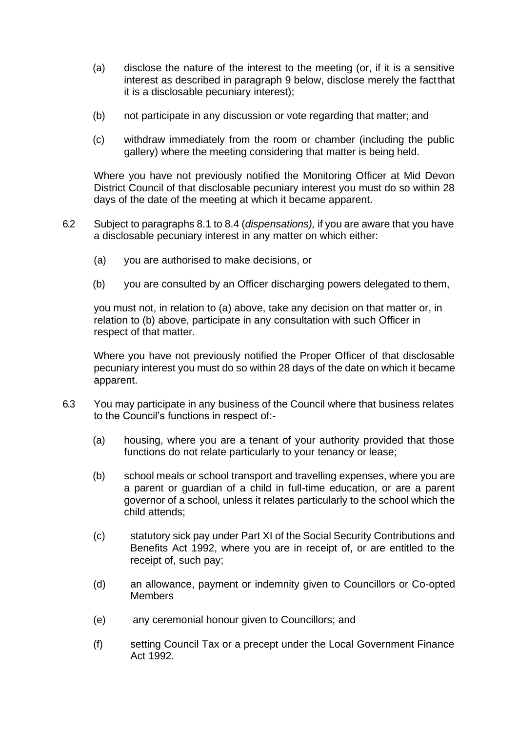(a) disclose the nature of the interest to the meeting (or, if it is a sensitive interest as described in paragraph 9 below, disclose merely the fact that it is a disclosable pecuniary interest);

(b) not participate in any discussion or vote regarding that matter; and

(c) withdraw immediately from the room or chamber (including the public gallery) where the meeting considering that matter is being held.

Where you have not previously notified the Monitoring Officer at Mid Devon District Council of that disclosable pecuniary interest you must do so within 28 days of the date of the meeting at which it became apparent.

6.2 Subject to paragraphs 8.1 to 8.4 (*dispensations),* if you are aware that you have a disclosable pecuniary interest in any matter on which either:

(a) you are authorised to make decisions, or

(b) you are consulted by an Officer discharging powers delegated to them,

you must not, in relation to (a) above, take any decision on that matter or, in relation to (b) above, participate in any consultation with such Officer in respect of that matter.

Where you have not previously notified the Proper Officer of that disclosable pecuniary interest you must do so within 28 days of the date on which it became apparent.

6.3 You may participate in any business of the Council where that business relates to the Council's functions in respect of:-

(a) housing, where you are a tenant of your authority provided that those functions do not relate particularly to your tenancy or lease;

(b) school meals or school transport and travelling expenses, where you are a parent or guardian of a child in full-time education, or are a parent governor of a school, unless it relates particularly to the school which the child attends;

(c) statutory sick pay under Part XI of the Social Security Contributions and Benefits Act 1992, where you are in receipt of, or are entitled to the receipt of, such pay;

(d) an allowance, payment or indemnity given to Councillors or Co-opted Members

(e) any ceremonial honour given to Councillors; and

(f) setting Council Tax or a precept under the Local Government Finance Act 1992.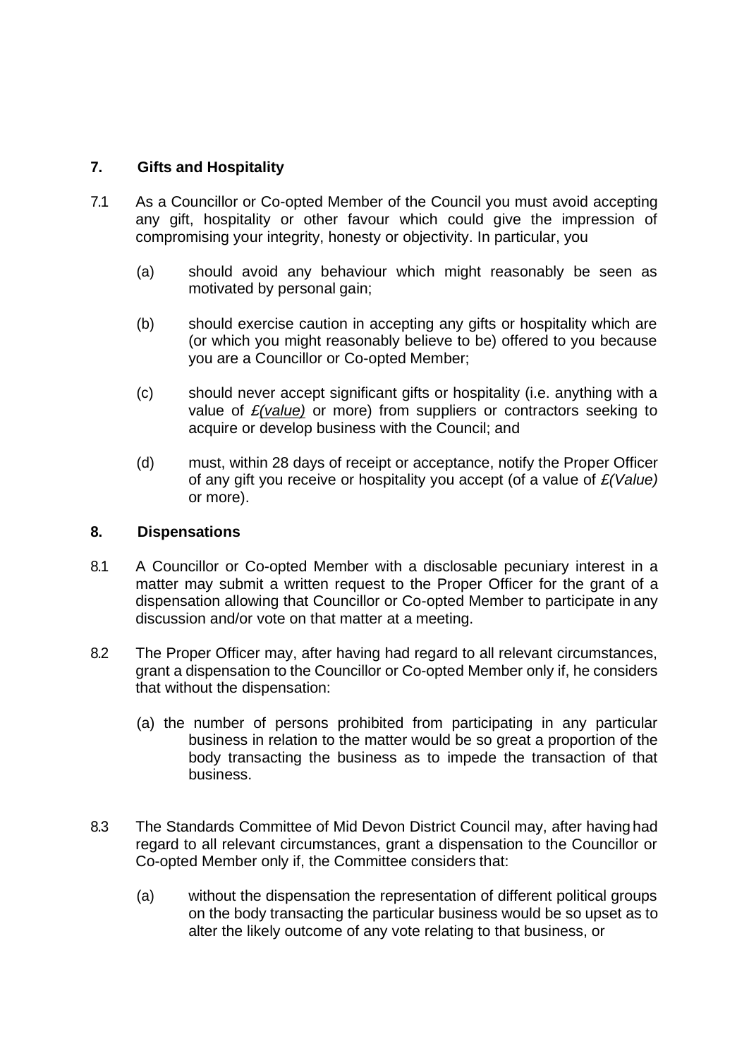## 7. Gifts and Hospitality

7.1 As a Councillor or Co-opted Member of the Council you must avoid accepting any gift, hospitality or other favour which could give the impression of compromising your integrity, honesty or objectivity. In particular, you

(a) should avoid any behaviour which might reasonably be seen as motivated by personal gain;

(b) should exercise caution in accepting any gifts or hospitality which are (or which you might reasonably believe to be) offered to you because you are a Councillor or Co-opted Member;

(c) should never accept significant gifts or hospitality (i.e. anything with a value of *£(value)* or more) from suppliers or contractors seeking to acquire or develop business with the Council; and

(d) must, within 28 days of receipt or acceptance, notify the Proper Officer of any gift you receive or hospitality you accept (of a value of *£(Value)* or more).

## 8. Dispensations

8.1 A Councillor or Co-opted Member with a disclosable pecuniary interest in a matter may submit a written request to the Proper Officer for the grant of a dispensation allowing that Councillor or Co-opted Member to participate in any discussion and/or vote on that matter at a meeting.

8.2 The Proper Officer may, after having had regard to all relevant circumstances, grant a dispensation to the Councillor or Co-opted Member only if, he considers that without the dispensation:

(a) the number of persons prohibited from participating in any particular business in relation to the matter would be so great a proportion of the body transacting the business as to impede the transaction of that business.

8.3 The Standards Committee of Mid Devon District Council may, after having had regard to all relevant circumstances, grant a dispensation to the Councillor or Co-opted Member only if, the Committee considers that:

(a) without the dispensation the representation of different political groups on the body transacting the particular business would be so upset as to alter the likely outcome of any vote relating to that business, or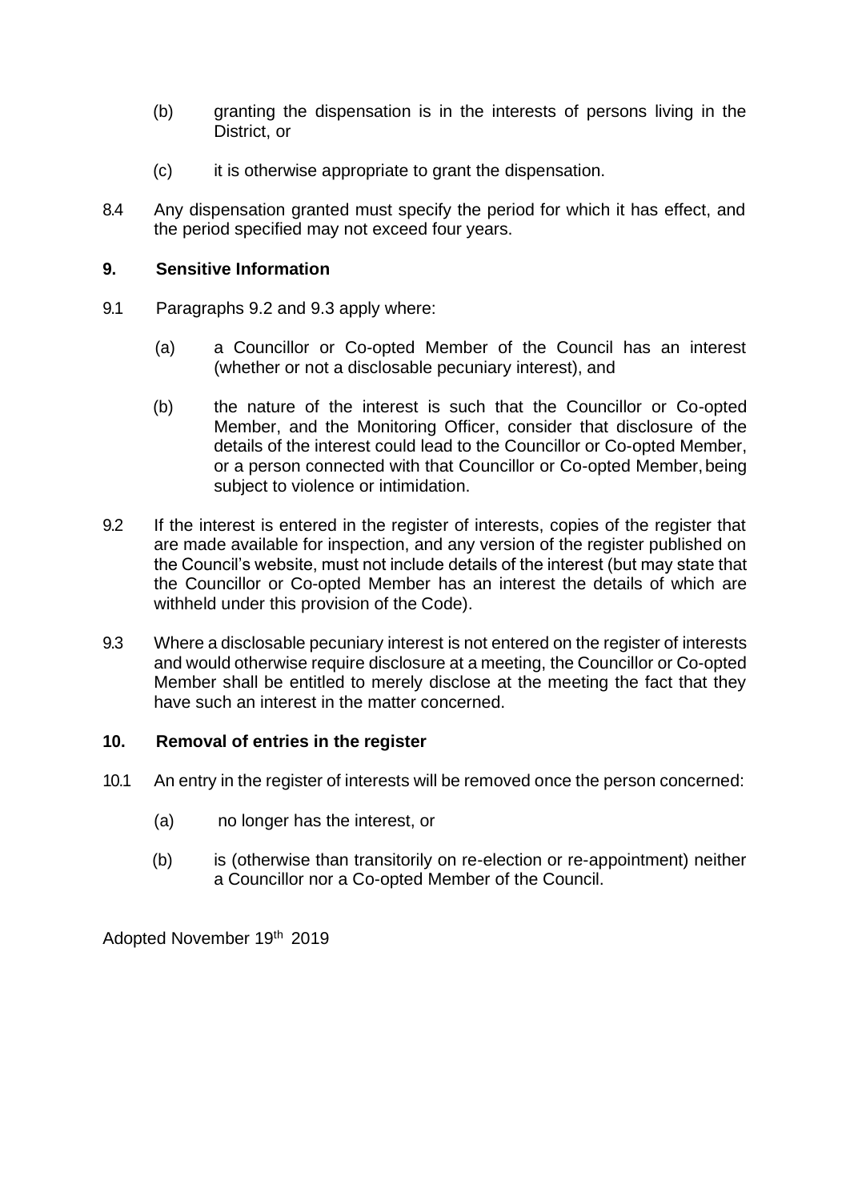(b) granting the dispensation is in the interests of persons living in the District, or

(c) it is otherwise appropriate to grant the dispensation.

8.4 Any dispensation granted must specify the period for which it has effect, and the period specified may not exceed four years.

## 9. Sensitive Information

9.1 Paragraphs 9.2 and 9.3 apply where:

(a) a Councillor or Co-opted Member of the Council has an interest (whether or not a disclosable pecuniary interest), and

(b) the nature of the interest is such that the Councillor or Co-opted Member, and the Monitoring Officer, consider that disclosure of the details of the interest could lead to the Councillor or Co-opted Member, or a person connected with that Councillor or Co-opted Member, being subject to violence or intimidation.

9.2 If the interest is entered in the register of interests, copies of the register that are made available for inspection, and any version of the register published on the Council's website, must not include details of the interest (but may state that the Councillor or Co-opted Member has an interest the details of which are withheld under this provision of the Code).

9.3 Where a disclosable pecuniary interest is not entered on the register of interests and would otherwise require disclosure at a meeting, the Councillor or Co-opted Member shall be entitled to merely disclose at the meeting the fact that they have such an interest in the matter concerned.

## 10. Removal of entries in the register

10.1 An entry in the register of interests will be removed once the person concerned:

(a) no longer has the interest, or

(b) is (otherwise than transitorily on re-election or re-appointment) neither a Councillor nor a Co-opted Member of the Council.

Adopted November 19th 2019